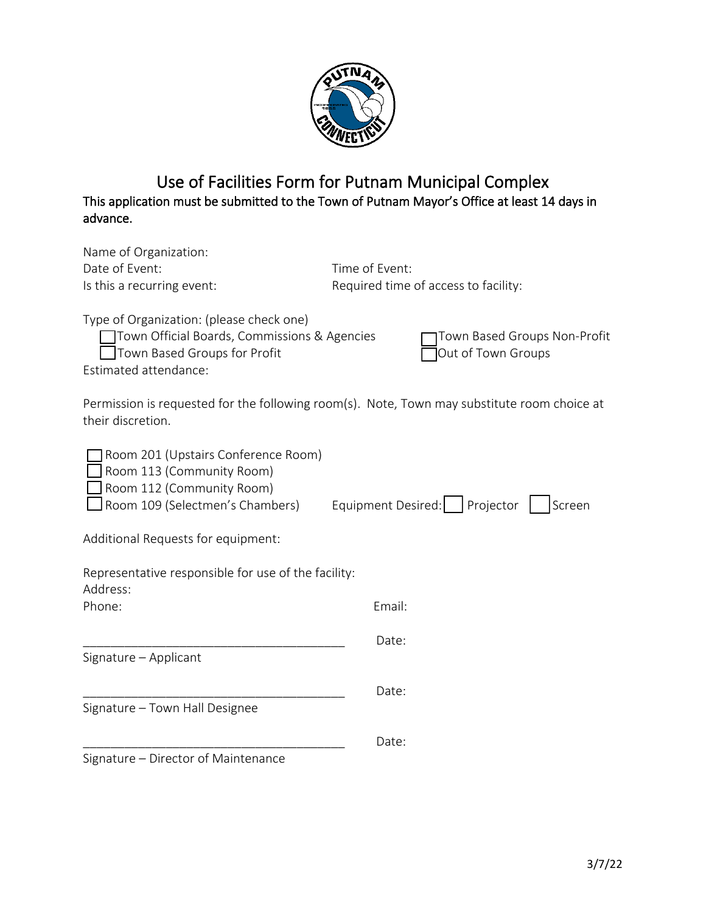# Use of Facilities Form for Putnam Municipal Complex

**This application must be submitted to the Town of Putnam Mayor's Office at least 14 days in advance.**

Name of Organization:

Date of Event: Time of Event:

Is this a recurring event: Required time of access to facility:

Type of Organization: (please check one)

- ☐ Town Official Boards, Commissions & Agencies
- ☐ Town Based Groups Non-Profit
- ☐ Town Based Groups for Profit
- ☐ Out of Town Groups

Estimated attendance:

Permission is requested for the following room(s). Note, Town may substitute room choice at their discretion.

- ☐ Room 201 (Upstairs Conference Room)
- ☐ Room 113 (Community Room)
- ☐ Room 112 (Community Room)
- ☐ Room 109 (Selectmen's Chambers)

Equipment Desired: ☐ Projector ☐ Screen

Additional Requests for equipment:

Representative responsible for use of the facility:

Address:

Phone: Email:

______________________________________ Date:

Signature – Applicant

______________________________________ Date:

Signature – Town Hall Designee

______________________________________ Date:

Signature – Director of Maintenance

3/7/22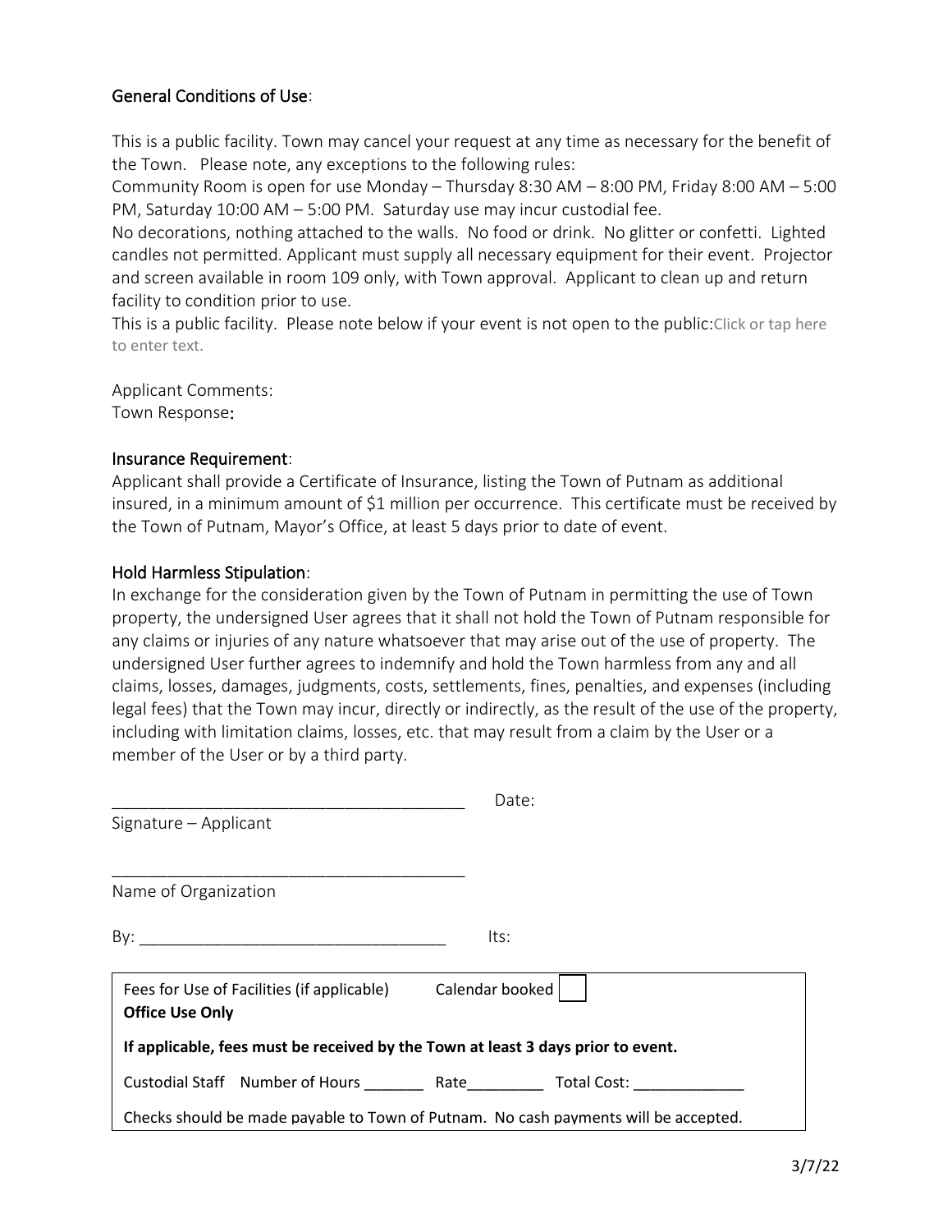## General Conditions of Use:

This is a public facility. Town may cancel your request at any time as necessary for the benefit of the Town. Please note, any exceptions to the following rules:

Community Room is open for use Monday – Thursday 8:30 AM – 8:00 PM, Friday 8:00 AM – 5:00 PM, Saturday 10:00 AM – 5:00 PM. Saturday use may incur custodial fee.

No decorations, nothing attached to the walls. No food or drink. No glitter or confetti. Lighted candles not permitted. Applicant must supply all necessary equipment for their event. Projector and screen available in room 109 only, with Town approval. Applicant to clean up and return facility to condition prior to use.

This is a public facility. Please note below if your event is not open to the public: Click or tap here to enter text.

Applicant Comments:

Town Response:

## Insurance Requirement:

Applicant shall provide a Certificate of Insurance, listing the Town of Putnam as additional insured, in a minimum amount of $1 million per occurrence. This certificate must be received by the Town of Putnam, Mayor's Office, at least 5 days prior to date of event.

## Hold Harmless Stipulation:

In exchange for the consideration given by the Town of Putnam in permitting the use of Town property, the undersigned User agrees that it shall not hold the Town of Putnam responsible for any claims or injuries of any nature whatsoever that may arise out of the use of property. The undersigned User further agrees to indemnify and hold the Town harmless from any and all claims, losses, damages, judgments, costs, settlements, fines, penalties, and expenses (including legal fees) that the Town may incur, directly or indirectly, as the result of the use of the property, including with limitation claims, losses, etc. that may result from a claim by the User or a member of the User or by a third party.

_______________________________________ Date:

Signature – Applicant

_______________________________________

Name of Organization

By: _________________________________ Its:

Fees for Use of Facilities (if applicable) Calendar booked ☐

**Office Use Only**

**If applicable, fees must be received by the Town at least 3 days prior to event.**

Custodial Staff Number of Hours _______ Rate_________ Total Cost: _____________

Checks should be made payable to Town of Putnam. No cash payments will be accepted.

3/7/22